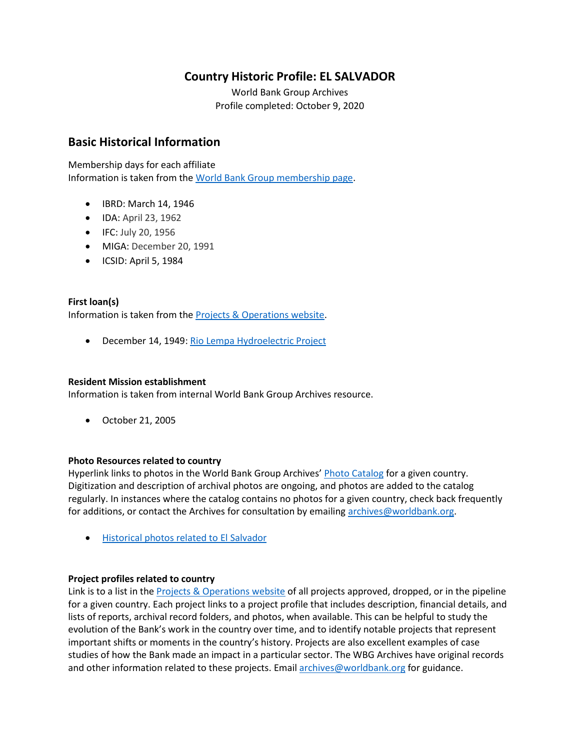# Country Historic Profile: EL SALVADOR

World Bank Group Archives
Profile completed: October 9, 2020

## Basic Historical Information

Membership days for each affiliate
Information is taken from the World Bank Group membership page.

- IBRD: March 14, 1946
- IDA: April 23, 1962
- IFC: July 20, 1956
- MIGA: December 20, 1991
- ICSID: April 5, 1984

**First loan(s)**
Information is taken from the Projects & Operations website.

- December 14, 1949: Rio Lempa Hydroelectric Project

**Resident Mission establishment**
Information is taken from internal World Bank Group Archives resource.

- October 21, 2005

**Photo Resources related to country**
Hyperlink links to photos in the World Bank Group Archives' Photo Catalog for a given country. Digitization and description of archival photos are ongoing, and photos are added to the catalog regularly. In instances where the catalog contains no photos for a given country, check back frequently for additions, or contact the Archives for consultation by emailing archives@worldbank.org.

- Historical photos related to El Salvador

**Project profiles related to country**
Link is to a list in the Projects & Operations website of all projects approved, dropped, or in the pipeline for a given country. Each project links to a project profile that includes description, financial details, and lists of reports, archival record folders, and photos, when available. This can be helpful to study the evolution of the Bank's work in the country over time, and to identify notable projects that represent important shifts or moments in the country's history. Projects are also excellent examples of case studies of how the Bank made an impact in a particular sector. The WBG Archives have original records and other information related to these projects. Email archives@worldbank.org for guidance.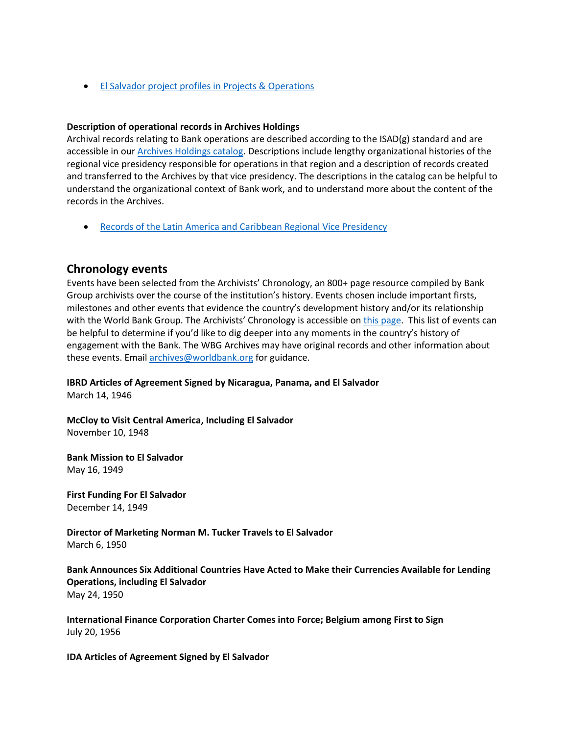- [El Salvador project profiles in Projects & Operations]()

**Description of operational records in Archives Holdings**
Archival records relating to Bank operations are described according to the ISAD(g) standard and are accessible in our [Archives Holdings catalog](). Descriptions include lengthy organizational histories of the regional vice presidency responsible for operations in that region and a description of records created and transferred to the Archives by that vice presidency. The descriptions in the catalog can be helpful to understand the organizational context of Bank work, and to understand more about the content of the records in the Archives.

- [Records of the Latin America and Caribbean Regional Vice Presidency]()

## Chronology events

Events have been selected from the Archivists' Chronology, an 800+ page resource compiled by Bank Group archivists over the course of the institution's history. Events chosen include important firsts, milestones and other events that evidence the country's development history and/or its relationship with the World Bank Group. The Archivists' Chronology is accessible on [this page](). This list of events can be helpful to determine if you'd like to dig deeper into any moments in the country's history of engagement with the Bank. The WBG Archives may have original records and other information about these events. Email [archives@worldbank.org]() for guidance.

**IBRD Articles of Agreement Signed by Nicaragua, Panama, and El Salvador**
March 14, 1946

**McCloy to Visit Central America, Including El Salvador**
November 10, 1948

**Bank Mission to El Salvador**
May 16, 1949

**First Funding For El Salvador**
December 14, 1949

**Director of Marketing Norman M. Tucker Travels to El Salvador**
March 6, 1950

**Bank Announces Six Additional Countries Have Acted to Make their Currencies Available for Lending Operations, including El Salvador**
May 24, 1950

**International Finance Corporation Charter Comes into Force; Belgium among First to Sign**
July 20, 1956

**IDA Articles of Agreement Signed by El Salvador**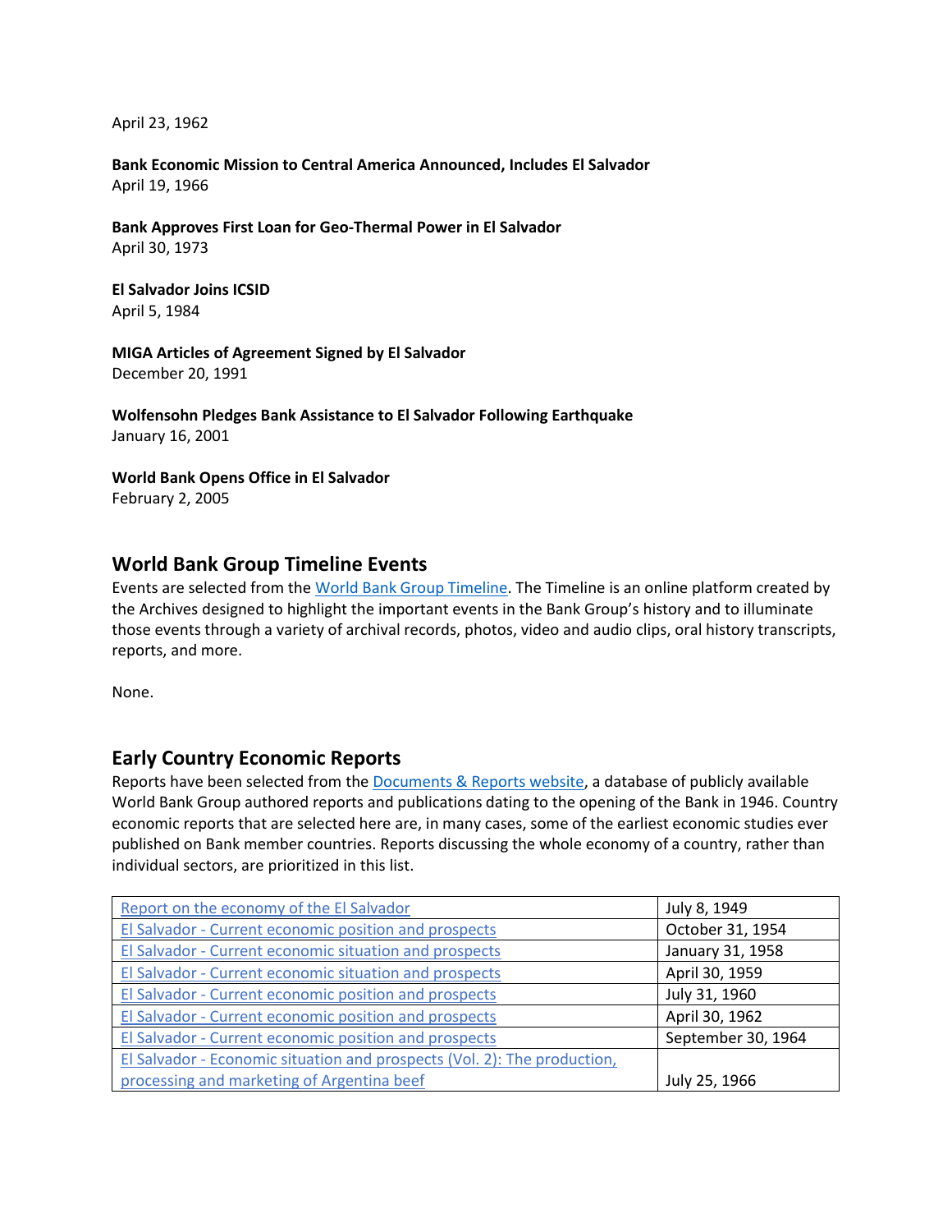April 23, 1962

**Bank Economic Mission to Central America Announced, Includes El Salvador**
April 19, 1966

**Bank Approves First Loan for Geo-Thermal Power in El Salvador**
April 30, 1973

**El Salvador Joins ICSID**
April 5, 1984

**MIGA Articles of Agreement Signed by El Salvador**
December 20, 1991

**Wolfensohn Pledges Bank Assistance to El Salvador Following Earthquake**
January 16, 2001

**World Bank Opens Office in El Salvador**
February 2, 2005

## World Bank Group Timeline Events

Events are selected from the [World Bank Group Timeline](). The Timeline is an online platform created by the Archives designed to highlight the important events in the Bank Group's history and to illuminate those events through a variety of archival records, photos, video and audio clips, oral history transcripts, reports, and more.

None.

## Early Country Economic Reports

Reports have been selected from the [Documents & Reports website](), a database of publicly available World Bank Group authored reports and publications dating to the opening of the Bank in 1946. Country economic reports that are selected here are, in many cases, some of the earliest economic studies ever published on Bank member countries. Reports discussing the whole economy of a country, rather than individual sectors, are prioritized in this list.

| Report | Date |
|---|---|
| [Report on the economy of the El Salvador]() | July 8, 1949 |
| [El Salvador - Current economic position and prospects]() | October 31, 1954 |
| [El Salvador - Current economic situation and prospects]() | January 31, 1958 |
| [El Salvador - Current economic situation and prospects]() | April 30, 1959 |
| [El Salvador - Current economic position and prospects]() | July 31, 1960 |
| [El Salvador - Current economic position and prospects]() | April 30, 1962 |
| [El Salvador - Current economic position and prospects]() | September 30, 1964 |
| [El Salvador - Economic situation and prospects (Vol. 2): The production, processing and marketing of Argentina beef]() | July 25, 1966 |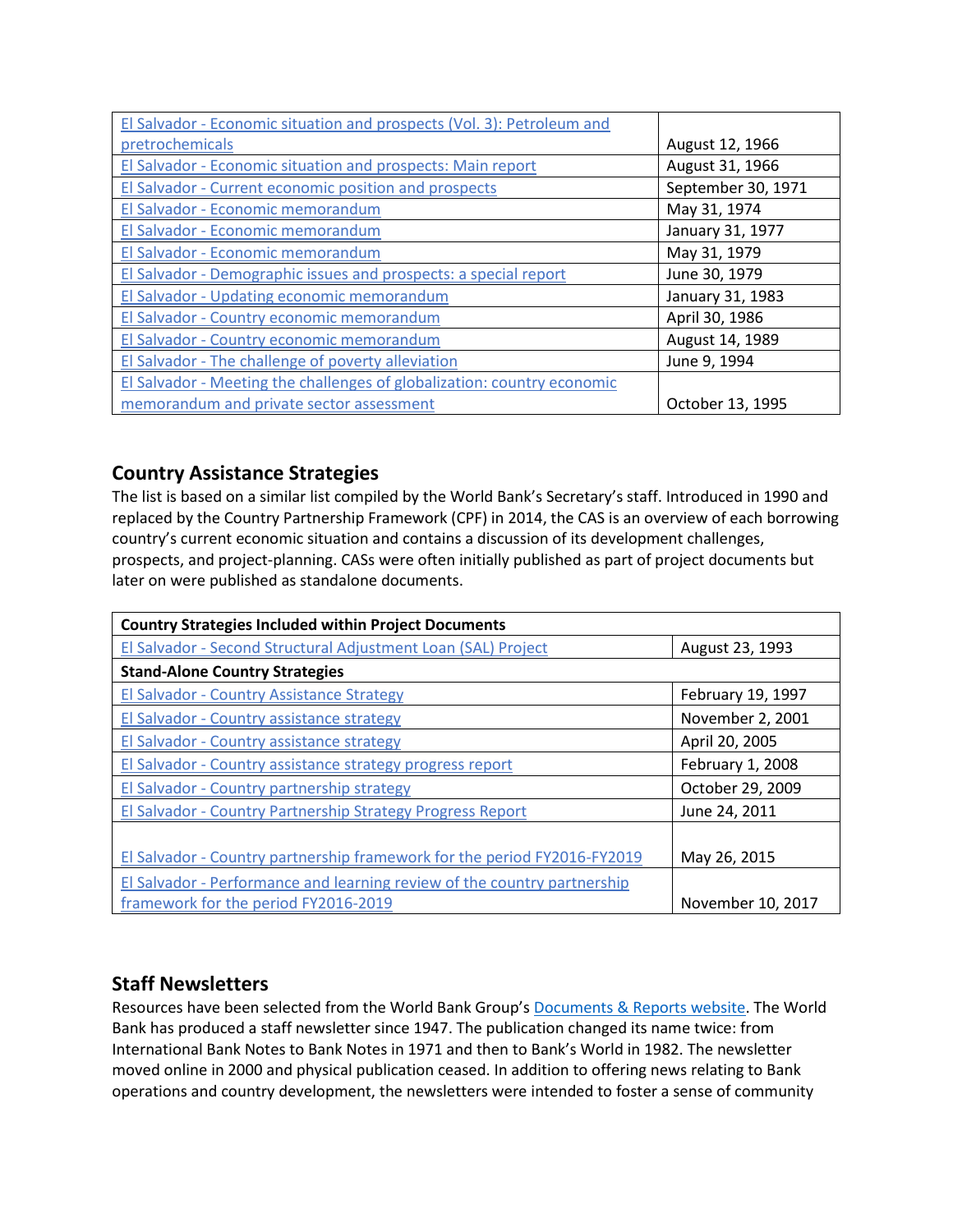| | |
|---|---|
| El Salvador - Economic situation and prospects (Vol. 3): Petroleum and pretrochemicals | August 12, 1966 |
| El Salvador - Economic situation and prospects: Main report | August 31, 1966 |
| El Salvador - Current economic position and prospects | September 30, 1971 |
| El Salvador - Economic memorandum | May 31, 1974 |
| El Salvador - Economic memorandum | January 31, 1977 |
| El Salvador - Economic memorandum | May 31, 1979 |
| El Salvador - Demographic issues and prospects: a special report | June 30, 1979 |
| El Salvador - Updating economic memorandum | January 31, 1983 |
| El Salvador - Country economic memorandum | April 30, 1986 |
| El Salvador - Country economic memorandum | August 14, 1989 |
| El Salvador - The challenge of poverty alleviation | June 9, 1994 |
| El Salvador - Meeting the challenges of globalization: country economic memorandum and private sector assessment | October 13, 1995 |

## Country Assistance Strategies

The list is based on a similar list compiled by the World Bank's Secretary's staff. Introduced in 1990 and replaced by the Country Partnership Framework (CPF) in 2014, the CAS is an overview of each borrowing country's current economic situation and contains a discussion of its development challenges, prospects, and project-planning. CASs were often initially published as part of project documents but later on were published as standalone documents.

| **Country Strategies Included within Project Documents** | |
|---|---|
| El Salvador - Second Structural Adjustment Loan (SAL) Project | August 23, 1993 |
| **Stand-Alone Country Strategies** | |
| El Salvador - Country Assistance Strategy | February 19, 1997 |
| El Salvador - Country assistance strategy | November 2, 2001 |
| El Salvador - Country assistance strategy | April 20, 2005 |
| El Salvador - Country assistance strategy progress report | February 1, 2008 |
| El Salvador - Country partnership strategy | October 29, 2009 |
| El Salvador - Country Partnership Strategy Progress Report | June 24, 2011 |
| El Salvador - Country partnership framework for the period FY2016-FY2019 | May 26, 2015 |
| El Salvador - Performance and learning review of the country partnership framework for the period FY2016-2019 | November 10, 2017 |

## Staff Newsletters

Resources have been selected from the World Bank Group's Documents & Reports website. The World Bank has produced a staff newsletter since 1947. The publication changed its name twice: from International Bank Notes to Bank Notes in 1971 and then to Bank's World in 1982. The newsletter moved online in 2000 and physical publication ceased. In addition to offering news relating to Bank operations and country development, the newsletters were intended to foster a sense of community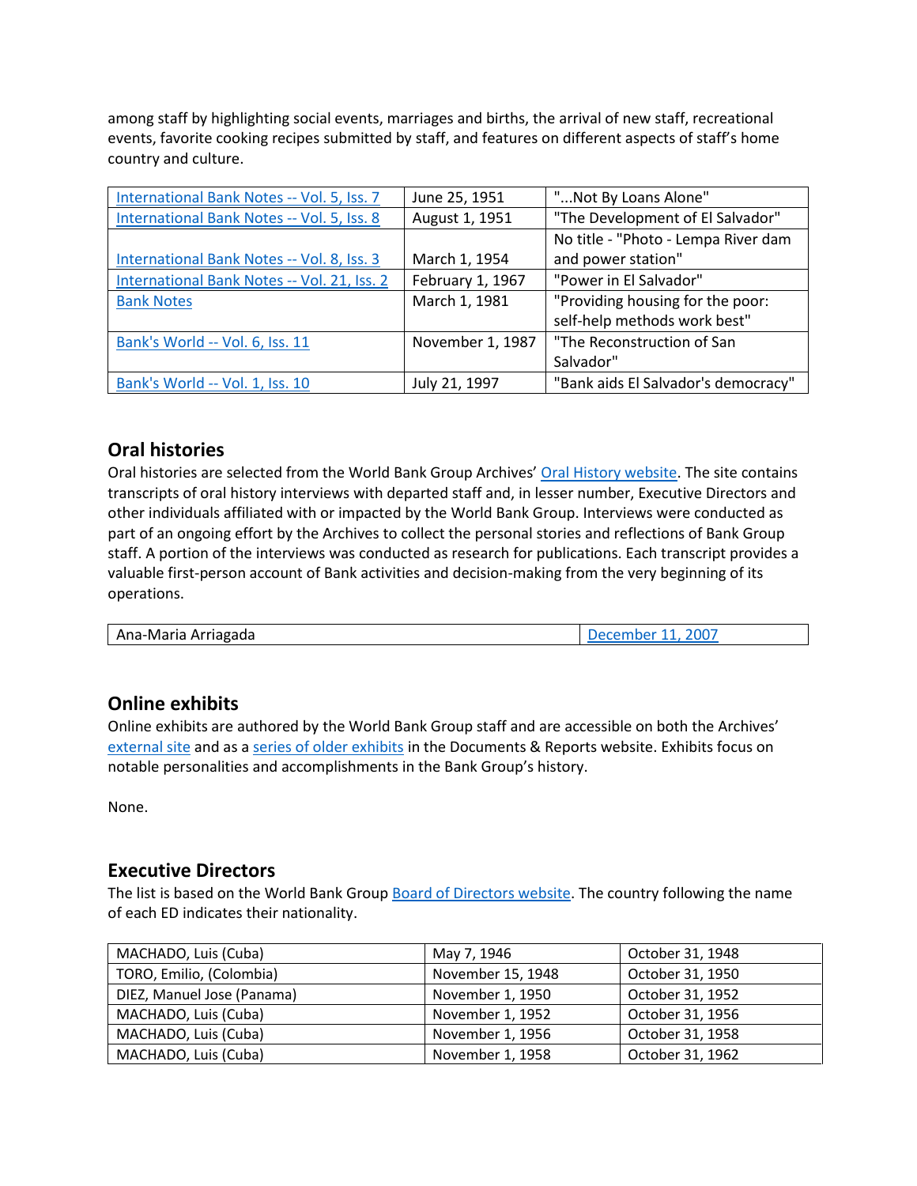among staff by highlighting social events, marriages and births, the arrival of new staff, recreational events, favorite cooking recipes submitted by staff, and features on different aspects of staff's home country and culture.

| | | |
|---|---|---|
| International Bank Notes -- Vol. 5, Iss. 7 | June 25, 1951 | "...Not By Loans Alone" |
| International Bank Notes -- Vol. 5, Iss. 8 | August 1, 1951 | "The Development of El Salvador" |
| International Bank Notes -- Vol. 8, Iss. 3 | March 1, 1954 | No title - "Photo - Lempa River dam and power station" |
| International Bank Notes -- Vol. 21, Iss. 2 | February 1, 1967 | "Power in El Salvador" |
| Bank Notes | March 1, 1981 | "Providing housing for the poor: self-help methods work best" |
| Bank's World -- Vol. 6, Iss. 11 | November 1, 1987 | "The Reconstruction of San Salvador" |
| Bank's World -- Vol. 1, Iss. 10 | July 21, 1997 | "Bank aids El Salvador's democracy" |

## Oral histories

Oral histories are selected from the World Bank Group Archives' Oral History website. The site contains transcripts of oral history interviews with departed staff and, in lesser number, Executive Directors and other individuals affiliated with or impacted by the World Bank Group. Interviews were conducted as part of an ongoing effort by the Archives to collect the personal stories and reflections of Bank Group staff. A portion of the interviews was conducted as research for publications. Each transcript provides a valuable first-person account of Bank activities and decision-making from the very beginning of its operations.

| | |
|---|---|
| Ana-Maria Arriagada | December 11, 2007 |

## Online exhibits

Online exhibits are authored by the World Bank Group staff and are accessible on both the Archives' external site and as a series of older exhibits in the Documents & Reports website. Exhibits focus on notable personalities and accomplishments in the Bank Group's history.

None.

## Executive Directors

The list is based on the World Bank Group Board of Directors website. The country following the name of each ED indicates their nationality.

| | | |
|---|---|---|
| MACHADO, Luis (Cuba) | May 7, 1946 | October 31, 1948 |
| TORO, Emilio, (Colombia) | November 15, 1948 | October 31, 1950 |
| DIEZ, Manuel Jose (Panama) | November 1, 1950 | October 31, 1952 |
| MACHADO, Luis (Cuba) | November 1, 1952 | October 31, 1956 |
| MACHADO, Luis (Cuba) | November 1, 1956 | October 31, 1958 |
| MACHADO, Luis (Cuba) | November 1, 1958 | October 31, 1962 |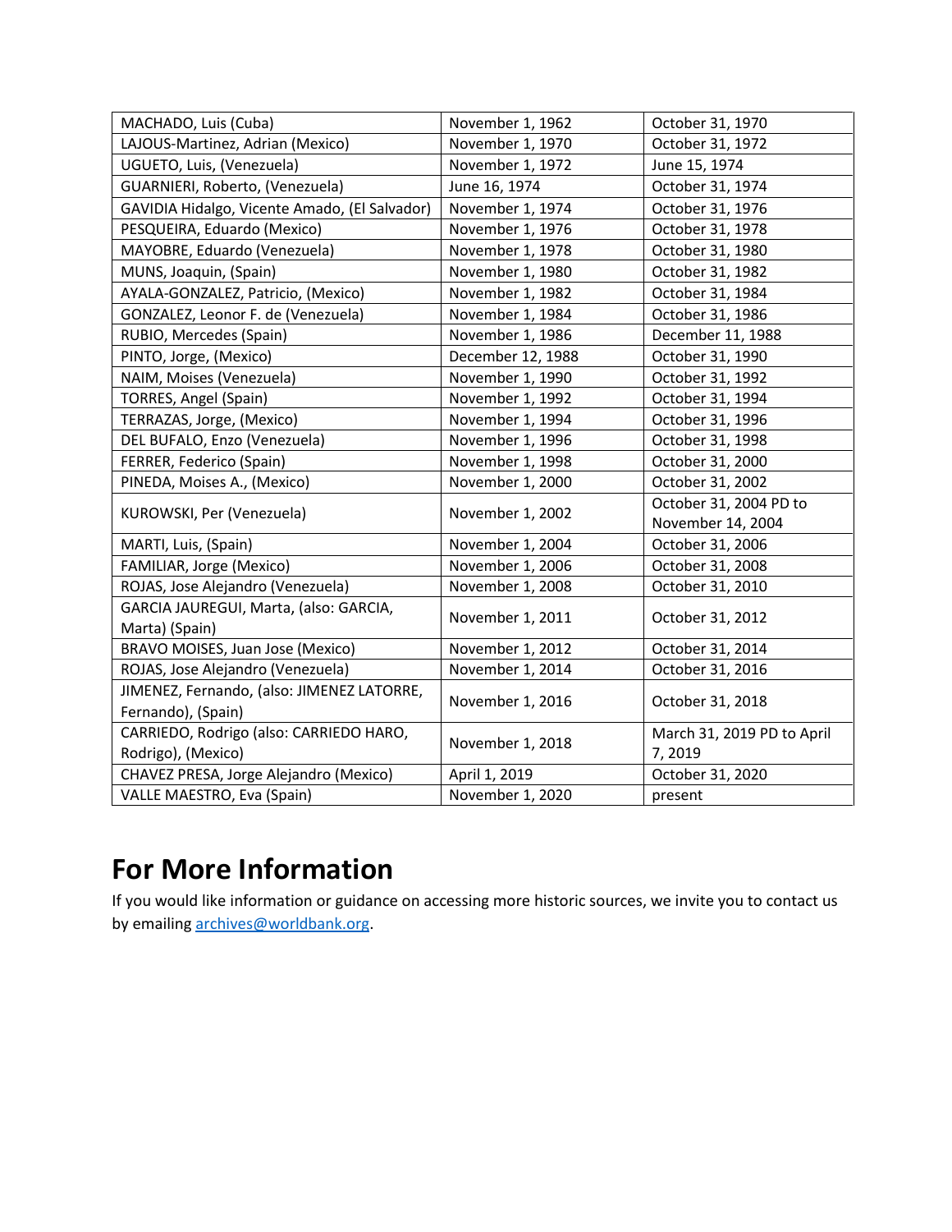| | | |
|---|---|---|
| MACHADO, Luis (Cuba) | November 1, 1962 | October 31, 1970 |
| LAJOUS-Martinez, Adrian (Mexico) | November 1, 1970 | October 31, 1972 |
| UGUETO, Luis, (Venezuela) | November 1, 1972 | June 15, 1974 |
| GUARNIERI, Roberto, (Venezuela) | June 16, 1974 | October 31, 1974 |
| GAVIDIA Hidalgo, Vicente Amado, (El Salvador) | November 1, 1974 | October 31, 1976 |
| PESQUEIRA, Eduardo (Mexico) | November 1, 1976 | October 31, 1978 |
| MAYOBRE, Eduardo (Venezuela) | November 1, 1978 | October 31, 1980 |
| MUNS, Joaquin, (Spain) | November 1, 1980 | October 31, 1982 |
| AYALA-GONZALEZ, Patricio, (Mexico) | November 1, 1982 | October 31, 1984 |
| GONZALEZ, Leonor F. de (Venezuela) | November 1, 1984 | October 31, 1986 |
| RUBIO, Mercedes (Spain) | November 1, 1986 | December 11, 1988 |
| PINTO, Jorge, (Mexico) | December 12, 1988 | October 31, 1990 |
| NAIM, Moises (Venezuela) | November 1, 1990 | October 31, 1992 |
| TORRES, Angel (Spain) | November 1, 1992 | October 31, 1994 |
| TERRAZAS, Jorge, (Mexico) | November 1, 1994 | October 31, 1996 |
| DEL BUFALO, Enzo (Venezuela) | November 1, 1996 | October 31, 1998 |
| FERRER, Federico (Spain) | November 1, 1998 | October 31, 2000 |
| PINEDA, Moises A., (Mexico) | November 1, 2000 | October 31, 2002 |
| KUROWSKI, Per (Venezuela) | November 1, 2002 | October 31, 2004 PD to November 14, 2004 |
| MARTI, Luis, (Spain) | November 1, 2004 | October 31, 2006 |
| FAMILIAR, Jorge (Mexico) | November 1, 2006 | October 31, 2008 |
| ROJAS, Jose Alejandro (Venezuela) | November 1, 2008 | October 31, 2010 |
| GARCIA JAUREGUI, Marta, (also: GARCIA, Marta) (Spain) | November 1, 2011 | October 31, 2012 |
| BRAVO MOISES, Juan Jose (Mexico) | November 1, 2012 | October 31, 2014 |
| ROJAS, Jose Alejandro (Venezuela) | November 1, 2014 | October 31, 2016 |
| JIMENEZ, Fernando, (also: JIMENEZ LATORRE, Fernando), (Spain) | November 1, 2016 | October 31, 2018 |
| CARRIEDO, Rodrigo (also: CARRIEDO HARO, Rodrigo), (Mexico) | November 1, 2018 | March 31, 2019 PD to April 7, 2019 |
| CHAVEZ PRESA, Jorge Alejandro (Mexico) | April 1, 2019 | October 31, 2020 |
| VALLE MAESTRO, Eva (Spain) | November 1, 2020 | present |

# For More Information

If you would like information or guidance on accessing more historic sources, we invite you to contact us by emailing archives@worldbank.org.